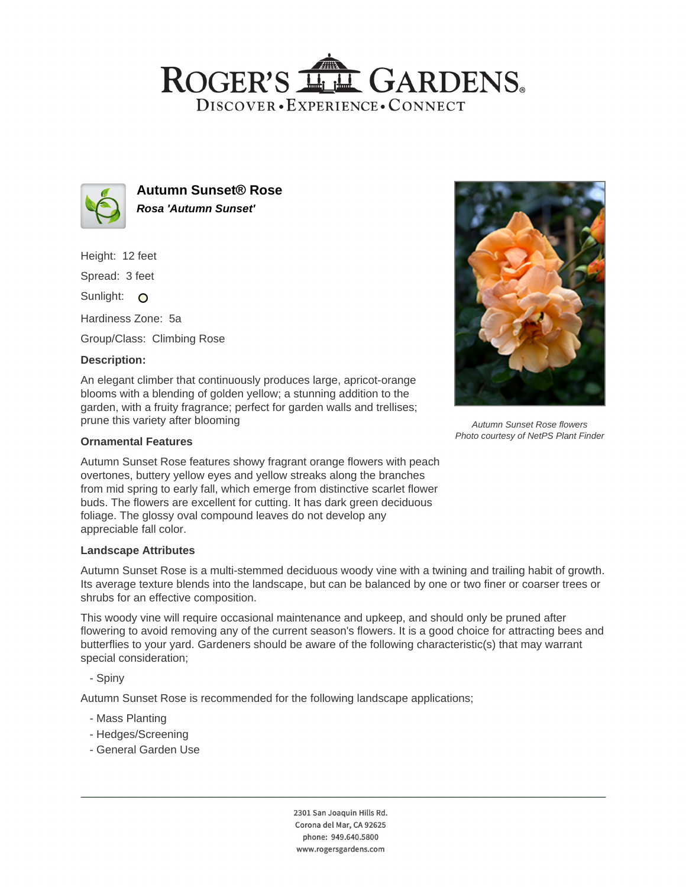# ROGER'S GARDENS
DISCOVER • EXPERIENCE • CONNECT

## Autumn Sunset® Rose

***Rosa 'Autumn Sunset'***

Height: 12 feet

Spread: 3 feet

Sunlight: O

Hardiness Zone: 5a

Group/Class: Climbing Rose

### Description:

An elegant climber that continuously produces large, apricot-orange blooms with a blending of golden yellow; a stunning addition to the garden, with a fruity fragrance; perfect for garden walls and trellises; prune this variety after blooming

*Autumn Sunset Rose flowers*
*Photo courtesy of NetPS Plant Finder*

### Ornamental Features

Autumn Sunset Rose features showy fragrant orange flowers with peach overtones, buttery yellow eyes and yellow streaks along the branches from mid spring to early fall, which emerge from distinctive scarlet flower buds. The flowers are excellent for cutting. It has dark green deciduous foliage. The glossy oval compound leaves do not develop any appreciable fall color.

### Landscape Attributes

Autumn Sunset Rose is a multi-stemmed deciduous woody vine with a twining and trailing habit of growth. Its average texture blends into the landscape, but can be balanced by one or two finer or coarser trees or shrubs for an effective composition.

This woody vine will require occasional maintenance and upkeep, and should only be pruned after flowering to avoid removing any of the current season's flowers. It is a good choice for attracting bees and butterflies to your yard. Gardeners should be aware of the following characteristic(s) that may warrant special consideration;

- Spiny

Autumn Sunset Rose is recommended for the following landscape applications;

- Mass Planting
- Hedges/Screening
- General Garden Use

2301 San Joaquin Hills Rd.
Corona del Mar, CA 92625
phone: 949.640.5800
www.rogersgardens.com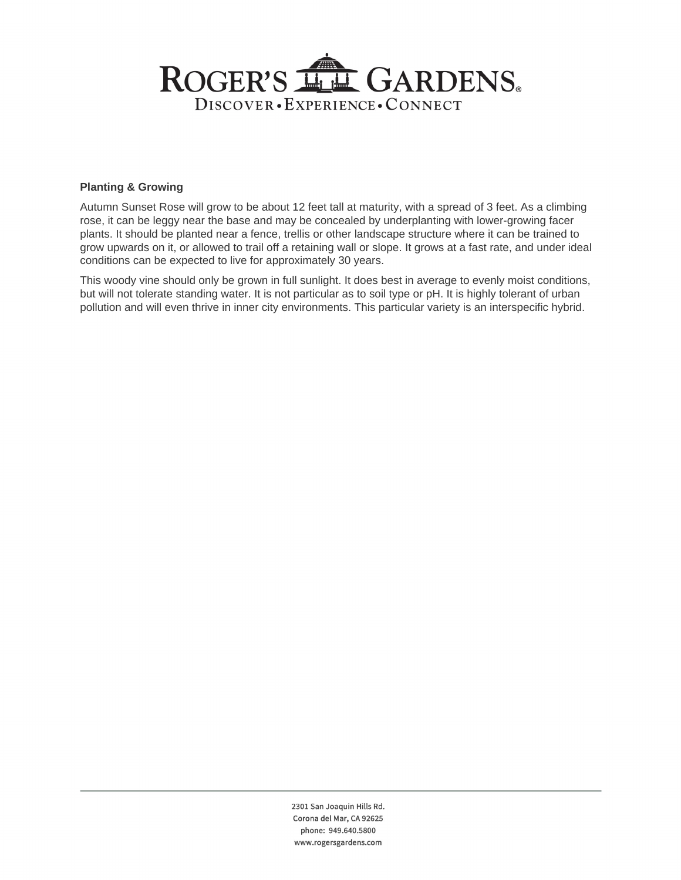### Planting & Growing

Autumn Sunset Rose will grow to be about 12 feet tall at maturity, with a spread of 3 feet. As a climbing rose, it can be leggy near the base and may be concealed by underplanting with lower-growing facer plants. It should be planted near a fence, trellis or other landscape structure where it can be trained to grow upwards on it, or allowed to trail off a retaining wall or slope. It grows at a fast rate, and under ideal conditions can be expected to live for approximately 30 years.

This woody vine should only be grown in full sunlight. It does best in average to evenly moist conditions, but will not tolerate standing water. It is not particular as to soil type or pH. It is highly tolerant of urban pollution and will even thrive in inner city environments. This particular variety is an interspecific hybrid.